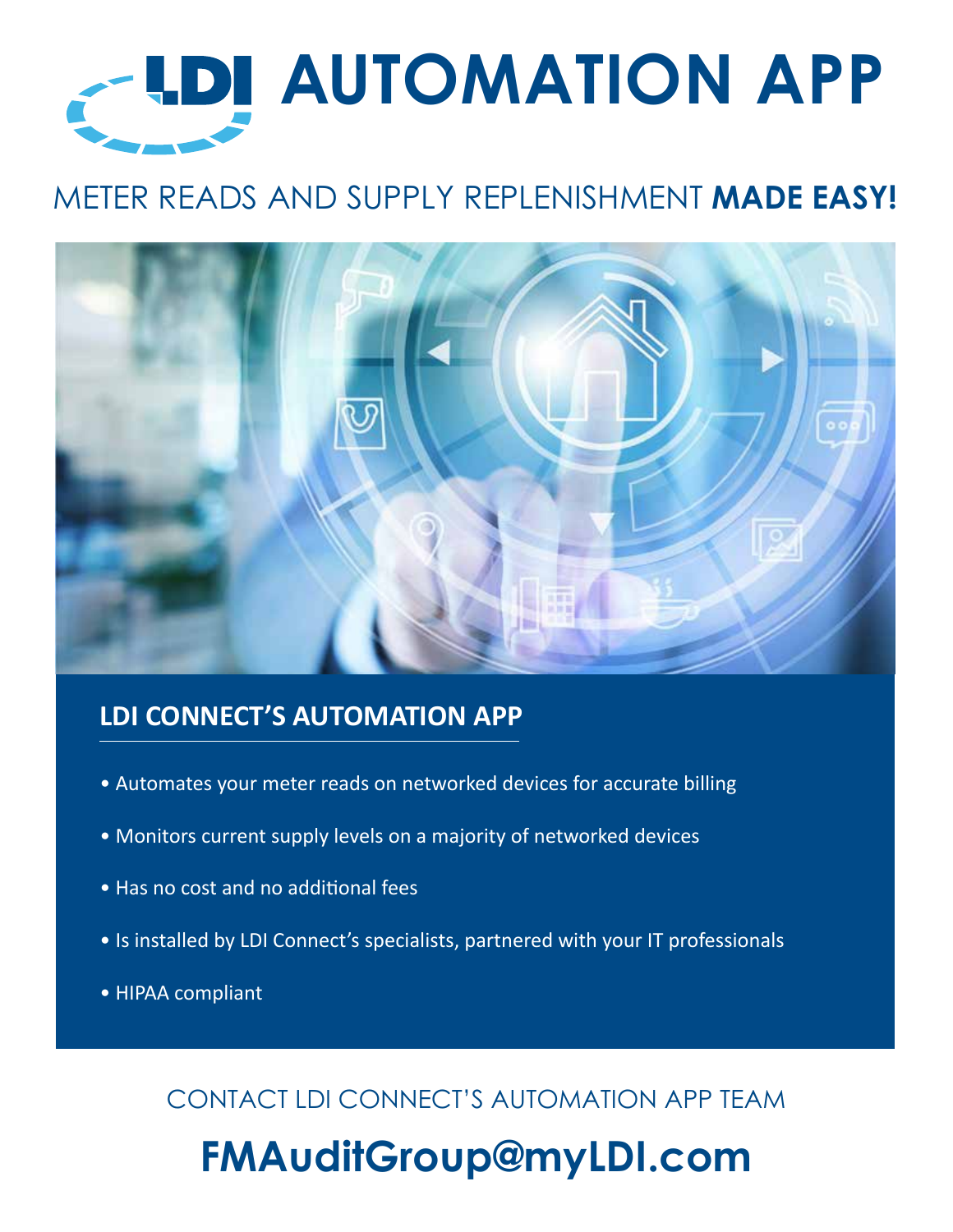# LDI AUTOMATION APP

## METER READS AND SUPPLY REPLENISHMENT **MADE EASY!**

### LDI CONNECT'S AUTOMATION APP

- Automates your meter reads on networked devices for accurate billing
- Monitors current supply levels on a majority of networked devices
- Has no cost and no additional fees
- Is installed by LDI Connect's specialists, partnered with your IT professionals
- HIPAA compliant

CONTACT LDI CONNECT'S AUTOMATION APP TEAM

**FMAuditGroup@myLDI.com**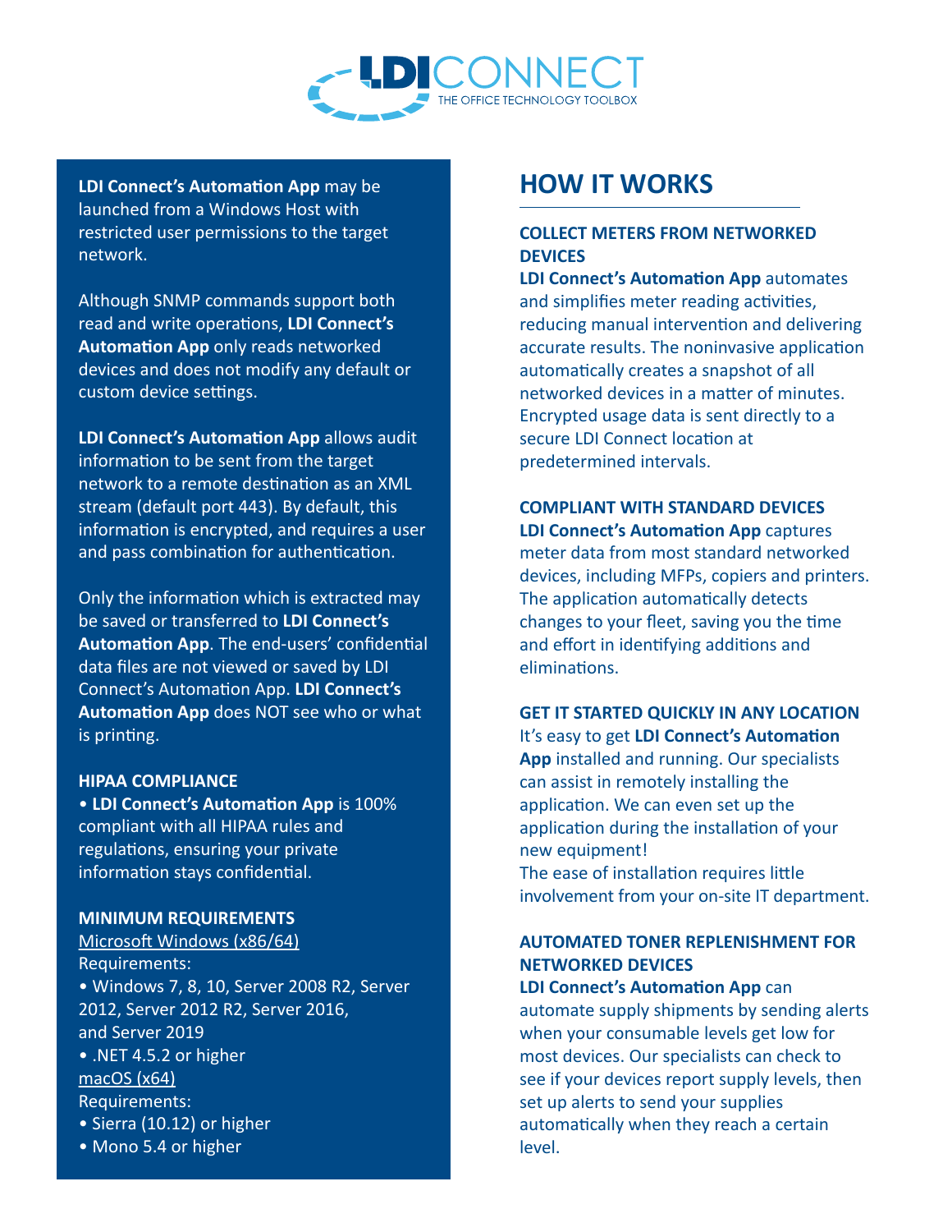# LDI CONNECT

THE OFFICE TECHNOLOGY TOOLBOX

**LDI Connect's Automation App** may be launched from a Windows Host with restricted user permissions to the target network.

Although SNMP commands support both read and write operations, **LDI Connect's Automation App** only reads networked devices and does not modify any default or custom device settings.

**LDI Connect's Automation App** allows audit information to be sent from the target network to a remote destination as an XML stream (default port 443). By default, this information is encrypted, and requires a user and pass combination for authentication.

Only the information which is extracted may be saved or transferred to **LDI Connect's Automation App**. The end-users' confidential data files are not viewed or saved by LDI Connect's Automation App. **LDI Connect's Automation App** does NOT see who or what is printing.

### HIPAA COMPLIANCE

- **LDI Connect's Automation App** is 100% compliant with all HIPAA rules and regulations, ensuring your private information stays confidential.

### MINIMUM REQUIREMENTS

Microsoft Windows (x86/64)

Requirements:

- Windows 7, 8, 10, Server 2008 R2, Server 2012, Server 2012 R2, Server 2016, and Server 2019
- .NET 4.5.2 or higher

macOS (x64)

Requirements:

- Sierra (10.12) or higher
- Mono 5.4 or higher

## HOW IT WORKS

### COLLECT METERS FROM NETWORKED DEVICES

**LDI Connect's Automation App** automates and simplifies meter reading activities, reducing manual intervention and delivering accurate results. The noninvasive application automatically creates a snapshot of all networked devices in a matter of minutes. Encrypted usage data is sent directly to a secure LDI Connect location at predetermined intervals.

### COMPLIANT WITH STANDARD DEVICES

**LDI Connect's Automation App** captures meter data from most standard networked devices, including MFPs, copiers and printers. The application automatically detects changes to your fleet, saving you the time and effort in identifying additions and eliminations.

### GET IT STARTED QUICKLY IN ANY LOCATION

It's easy to get **LDI Connect's Automation App** installed and running. Our specialists can assist in remotely installing the application. We can even set up the application during the installation of your new equipment!

The ease of installation requires little involvement from your on-site IT department.

### AUTOMATED TONER REPLENISHMENT FOR NETWORKED DEVICES

**LDI Connect's Automation App** can automate supply shipments by sending alerts when your consumable levels get low for most devices. Our specialists can check to see if your devices report supply levels, then set up alerts to send your supplies automatically when they reach a certain level.